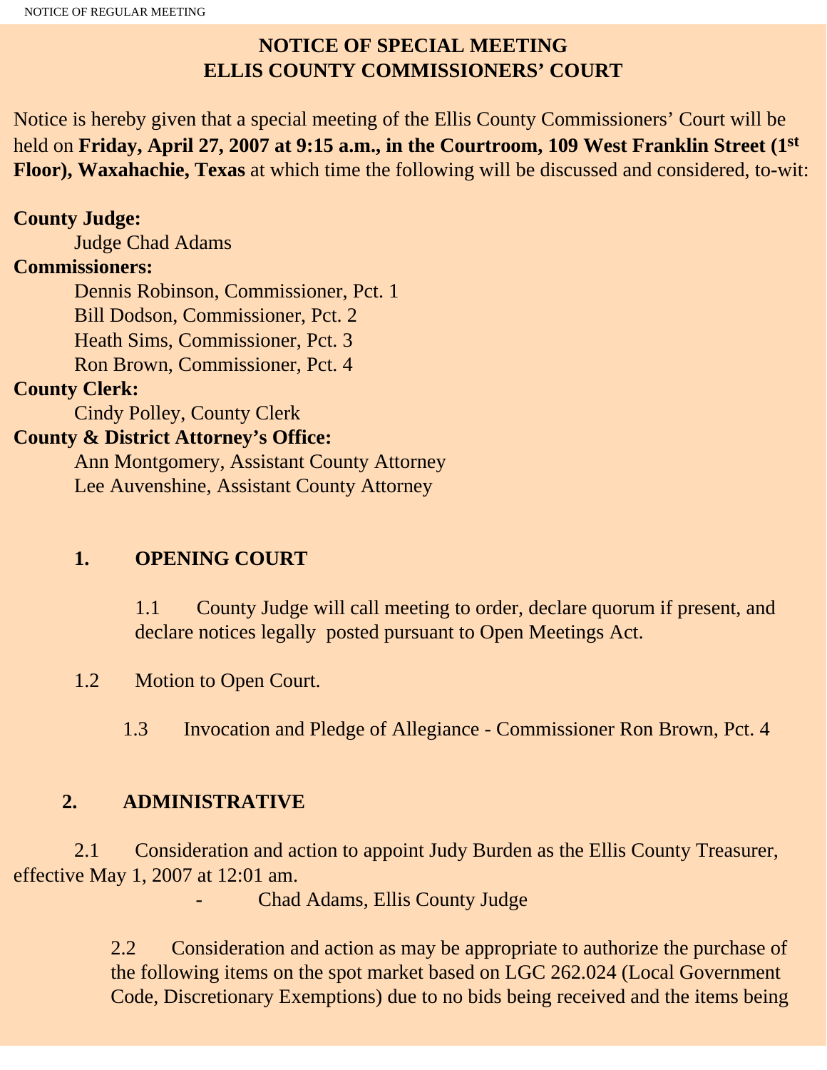# NOTICE OF SPECIAL MEETING
# ELLIS COUNTY COMMISSIONERS' COURT

Notice is hereby given that a special meeting of the Ellis County Commissioners' Court will be held on **Friday, April 27, 2007 at 9:15 a.m., in the Courtroom, 109 West Franklin Street (1st Floor), Waxahachie, Texas** at which time the following will be discussed and considered, to-wit:

**County Judge:**
Judge Chad Adams

**Commissioners:**
Dennis Robinson, Commissioner, Pct. 1
Bill Dodson, Commissioner, Pct. 2
Heath Sims, Commissioner, Pct. 3
Ron Brown, Commissioner, Pct. 4

**County Clerk:**
Cindy Polley, County Clerk

**County & District Attorney's Office:**
Ann Montgomery, Assistant County Attorney
Lee Auvenshine, Assistant County Attorney

## 1. OPENING COURT

1.1 County Judge will call meeting to order, declare quorum if present, and declare notices legally posted pursuant to Open Meetings Act.

1.2 Motion to Open Court.

1.3 Invocation and Pledge of Allegiance - Commissioner Ron Brown, Pct. 4

## 2. ADMINISTRATIVE

2.1 Consideration and action to appoint Judy Burden as the Ellis County Treasurer, effective May 1, 2007 at 12:01 am.

- Chad Adams, Ellis County Judge

2.2 Consideration and action as may be appropriate to authorize the purchase of the following items on the spot market based on LGC 262.024 (Local Government Code, Discretionary Exemptions) due to no bids being received and the items being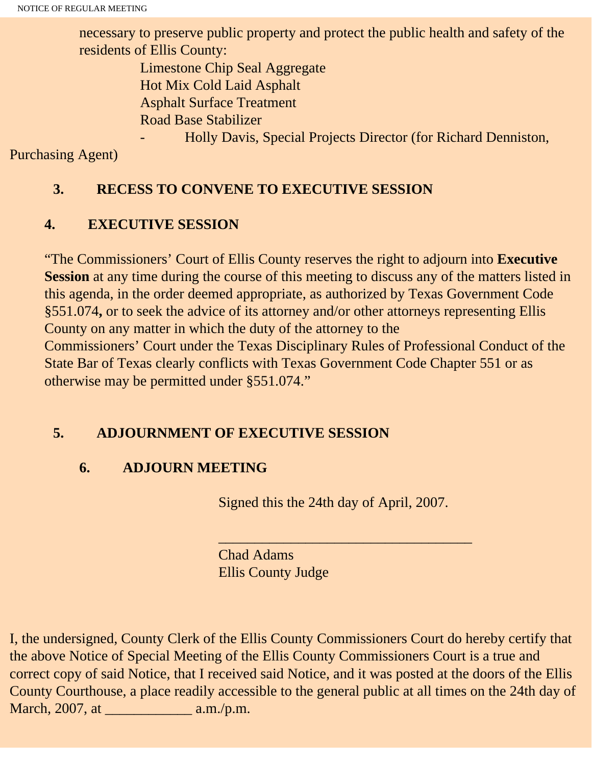necessary to preserve public property and protect the public health and safety of the residents of Ellis County:

Limestone Chip Seal Aggregate
Hot Mix Cold Laid Asphalt
Asphalt Surface Treatment
Road Base Stabilizer

- Holly Davis, Special Projects Director (for Richard Denniston, Purchasing Agent)

**3. RECESS TO CONVENE TO EXECUTIVE SESSION**

**4. EXECUTIVE SESSION**

"The Commissioners' Court of Ellis County reserves the right to adjourn into **Executive Session** at any time during the course of this meeting to discuss any of the matters listed in this agenda, in the order deemed appropriate, as authorized by Texas Government Code §551.074**,** or to seek the advice of its attorney and/or other attorneys representing Ellis County on any matter in which the duty of the attorney to the Commissioners' Court under the Texas Disciplinary Rules of Professional Conduct of the State Bar of Texas clearly conflicts with Texas Government Code Chapter 551 or as otherwise may be permitted under §551.074."

**5. ADJOURNMENT OF EXECUTIVE SESSION**

**6. ADJOURN MEETING**

Signed this the 24th day of April, 2007.

___________________________________

Chad Adams
Ellis County Judge

I, the undersigned, County Clerk of the Ellis County Commissioners Court do hereby certify that the above Notice of Special Meeting of the Ellis County Commissioners Court is a true and correct copy of said Notice, that I received said Notice, and it was posted at the doors of the Ellis County Courthouse, a place readily accessible to the general public at all times on the 24th day of March, 2007, at ____________ a.m./p.m.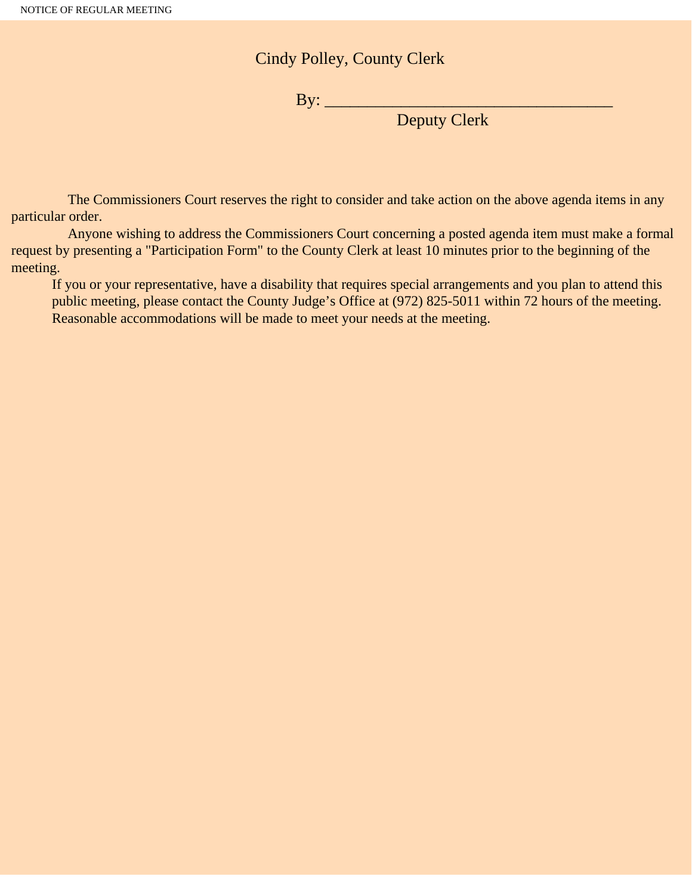Cindy Polley, County Clerk

By: ___________________________________

Deputy Clerk

The Commissioners Court reserves the right to consider and take action on the above agenda items in any particular order.

Anyone wishing to address the Commissioners Court concerning a posted agenda item must make a formal request by presenting a "Participation Form" to the County Clerk at least 10 minutes prior to the beginning of the meeting.

If you or your representative, have a disability that requires special arrangements and you plan to attend this public meeting, please contact the County Judge’s Office at (972) 825-5011 within 72 hours of the meeting. Reasonable accommodations will be made to meet your needs at the meeting.